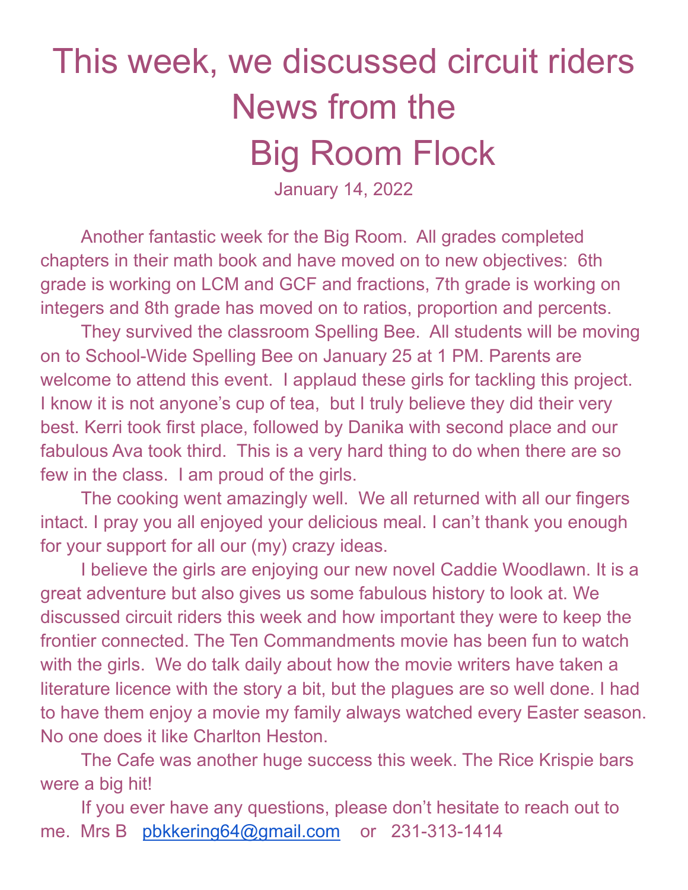# This week, we discussed circuit riders News from the Big Room Flock

January 14, 2022

Another fantastic week for the Big Room. All grades completed chapters in their math book and have moved on to new objectives: 6th grade is working on LCM and GCF and fractions, 7th grade is working on integers and 8th grade has moved on to ratios, proportion and percents.

They survived the classroom Spelling Bee. All students will be moving on to School-Wide Spelling Bee on January 25 at 1 PM. Parents are welcome to attend this event. I applaud these girls for tackling this project. I know it is not anyone's cup of tea, but I truly believe they did their very best. Kerri took first place, followed by Danika with second place and our fabulous Ava took third. This is a very hard thing to do when there are so few in the class. I am proud of the girls.

The cooking went amazingly well. We all returned with all our fingers intact. I pray you all enjoyed your delicious meal. I can't thank you enough for your support for all our (my) crazy ideas.

I believe the girls are enjoying our new novel Caddie Woodlawn. It is a great adventure but also gives us some fabulous history to look at. We discussed circuit riders this week and how important they were to keep the frontier connected. The Ten Commandments movie has been fun to watch with the girls. We do talk daily about how the movie writers have taken a literature licence with the story a bit, but the plagues are so well done. I had to have them enjoy a movie my family always watched every Easter season. No one does it like Charlton Heston.

The Cafe was another huge success this week. The Rice Krispie bars were a big hit!

If you ever have any questions, please don't hesitate to reach out to me. Mrs B [pbkkering64@gmail.com](mailto:pbkkering64@gmail.com) or 231-313-1414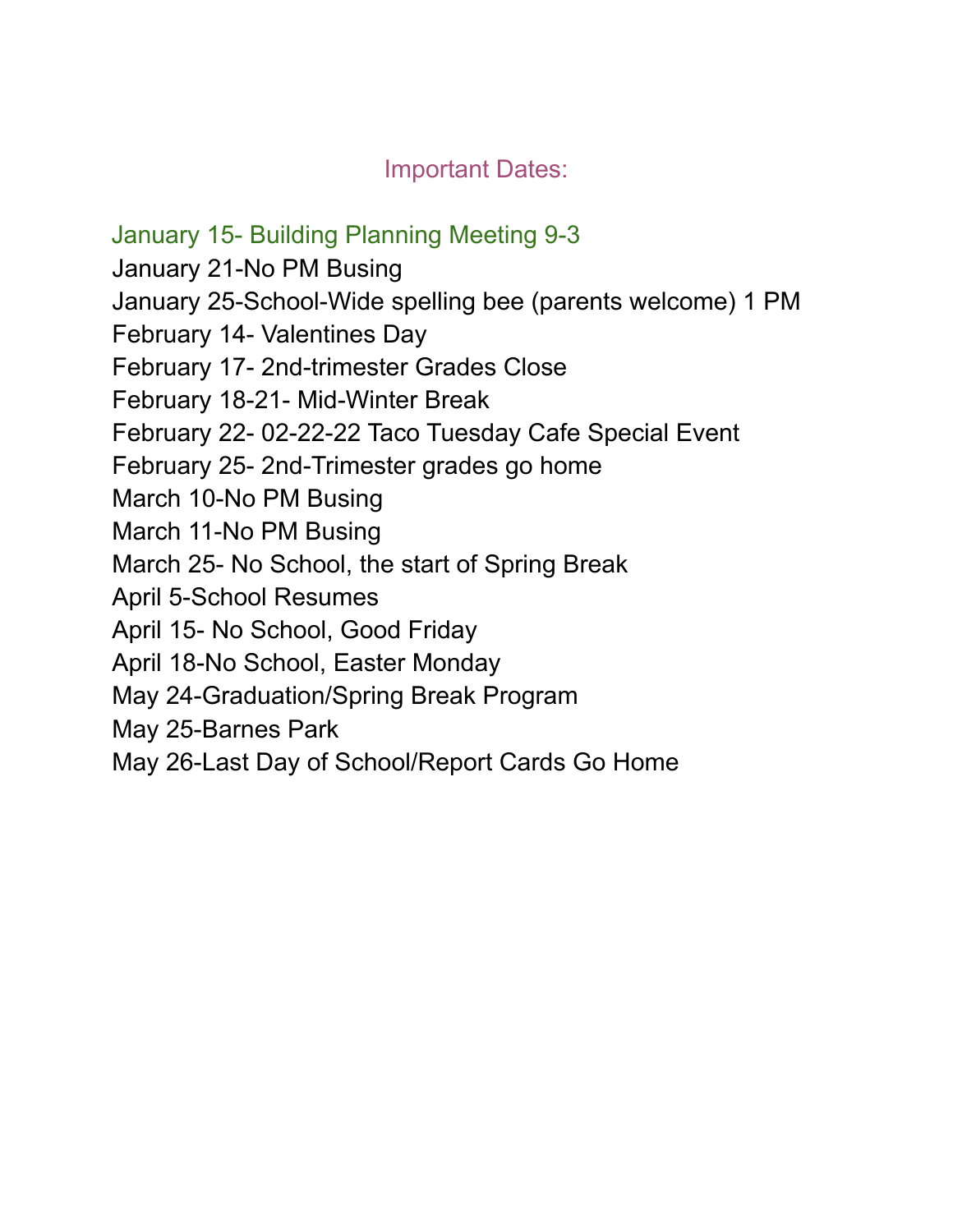## Important Dates:

January 15- Building Planning Meeting 9-3
January 21-No PM Busing
January 25-School-Wide spelling bee (parents welcome) 1 PM
February 14- Valentines Day
February 17- 2nd-trimester Grades Close
February 18-21- Mid-Winter Break
February 22- 02-22-22 Taco Tuesday Cafe Special Event
February 25- 2nd-Trimester grades go home
March 10-No PM Busing
March 11-No PM Busing
March 25- No School, the start of Spring Break
April 5-School Resumes
April 15- No School, Good Friday
April 18-No School, Easter Monday
May 24-Graduation/Spring Break Program
May 25-Barnes Park
May 26-Last Day of School/Report Cards Go Home